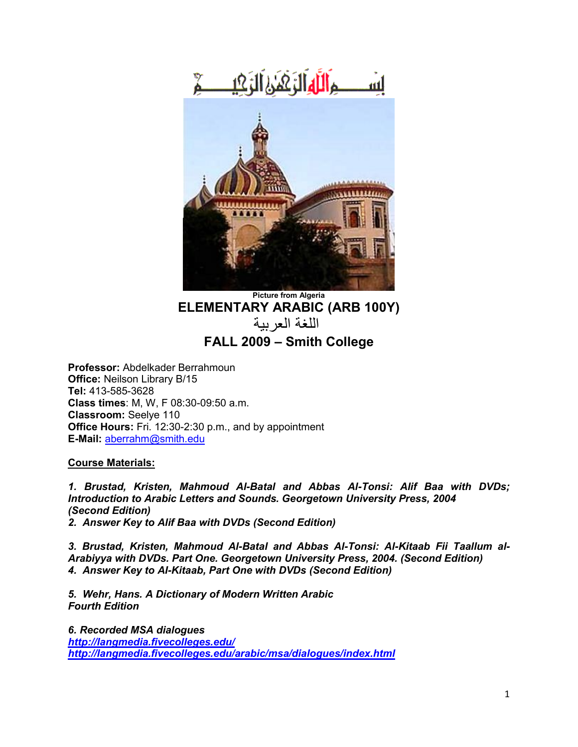بِسْمِ اللَّهِ الرَّحْمَنِ الرَّحِيمِ

Picture from Algeria

# ELEMENTARY ARABIC (ARB 100Y)

# اللغة العربية

## FALL 2009 – Smith College

**Professor:** Abdelkader Berrahmoun
**Office:** Neilson Library B/15
**Tel:** 413-585-3628
**Class times**: M, W, F 08:30-09:50 a.m.
**Classroom:** Seelye 110
**Office Hours:** Fri. 12:30-2:30 p.m., and by appointment
**E-Mail:** aberrahm@smith.edu

**Course Materials:**

***1. Brustad, Kristen, Mahmoud Al-Batal and Abbas Al-Tonsi: Alif Baa with DVDs; Introduction to Arabic Letters and Sounds. Georgetown University Press, 2004 (Second Edition)***
***2. Answer Key to Alif Baa with DVDs (Second Edition)***

***3. Brustad, Kristen, Mahmoud Al-Batal and Abbas Al-Tonsi: Al-Kitaab Fii Taallum al-Arabiyya with DVDs. Part One. Georgetown University Press, 2004. (Second Edition)***
***4. Answer Key to Al-Kitaab, Part One with DVDs (Second Edition)***

***5. Wehr, Hans. A Dictionary of Modern Written Arabic Fourth Edition***

***6. Recorded MSA dialogues***
***http://langmedia.fivecolleges.edu/***
***http://langmedia.fivecolleges.edu/arabic/msa/dialogues/index.html***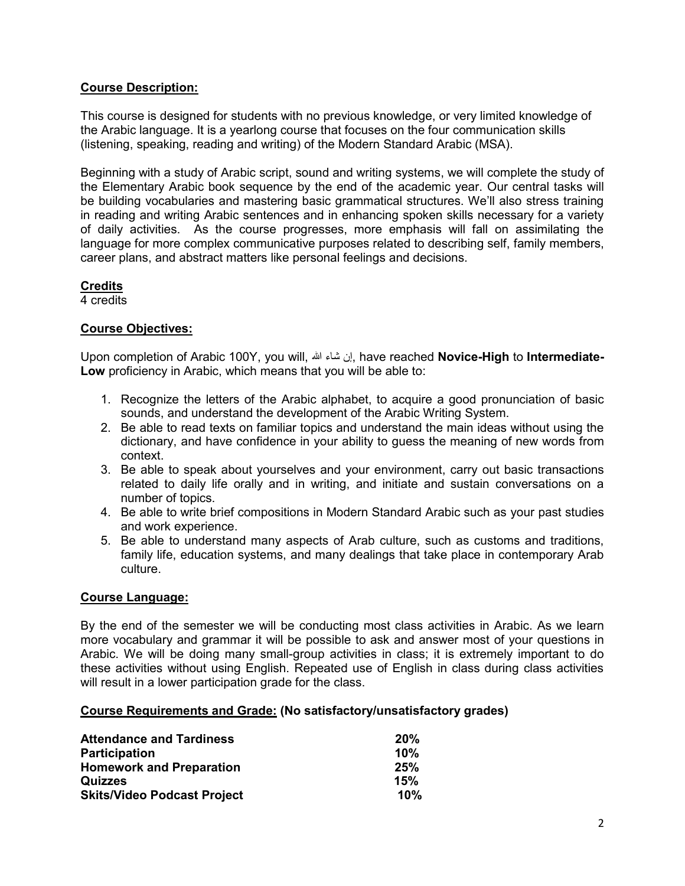## Course Description:

This course is designed for students with no previous knowledge, or very limited knowledge of the Arabic language. It is a yearlong course that focuses on the four communication skills (listening, speaking, reading and writing) of the Modern Standard Arabic (MSA).

Beginning with a study of Arabic script, sound and writing systems, we will complete the study of the Elementary Arabic book sequence by the end of the academic year. Our central tasks will be building vocabularies and mastering basic grammatical structures. We'll also stress training in reading and writing Arabic sentences and in enhancing spoken skills necessary for a variety of daily activities. As the course progresses, more emphasis will fall on assimilating the language for more complex communicative purposes related to describing self, family members, career plans, and abstract matters like personal feelings and decisions.

## Credits

4 credits

## Course Objectives:

Upon completion of Arabic 100Y, you will, إن شاء الله, have reached **Novice-High** to **Intermediate-Low** proficiency in Arabic, which means that you will be able to:

1. Recognize the letters of the Arabic alphabet, to acquire a good pronunciation of basic sounds, and understand the development of the Arabic Writing System.
2. Be able to read texts on familiar topics and understand the main ideas without using the dictionary, and have confidence in your ability to guess the meaning of new words from context.
3. Be able to speak about yourselves and your environment, carry out basic transactions related to daily life orally and in writing, and initiate and sustain conversations on a number of topics.
4. Be able to write brief compositions in Modern Standard Arabic such as your past studies and work experience.
5. Be able to understand many aspects of Arab culture, such as customs and traditions, family life, education systems, and many dealings that take place in contemporary Arab culture.

## Course Language:

By the end of the semester we will be conducting most class activities in Arabic. As we learn more vocabulary and grammar it will be possible to ask and answer most of your questions in Arabic. We will be doing many small-group activities in class; it is extremely important to do these activities without using English. Repeated use of English in class during class activities will result in a lower participation grade for the class.

## Course Requirements and Grade: (No satisfactory/unsatisfactory grades)

| | |
|---|---|
| **Attendance and Tardiness** | **20%** |
| **Participation** | **10%** |
| **Homework and Preparation** | **25%** |
| **Quizzes** | **15%** |
| **Skits/Video Podcast Project** | **10%** |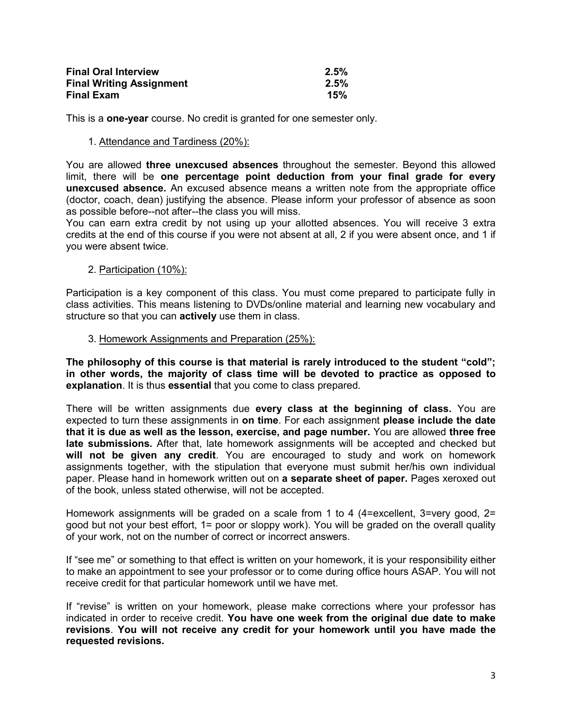| | |
|---|---|
| **Final Oral Interview** | **2.5%** |
| **Final Writing Assignment** | **2.5%** |
| **Final Exam** | **15%** |

This is a **one-year** course. No credit is granted for one semester only.

1. Attendance and Tardiness (20%):

You are allowed **three unexcused absences** throughout the semester. Beyond this allowed limit, there will be **one percentage point deduction from your final grade for every unexcused absence.** An excused absence means a written note from the appropriate office (doctor, coach, dean) justifying the absence. Please inform your professor of absence as soon as possible before--not after--the class you will miss.
You can earn extra credit by not using up your allotted absences. You will receive 3 extra credits at the end of this course if you were not absent at all, 2 if you were absent once, and 1 if you were absent twice.

2. Participation (10%):

Participation is a key component of this class. You must come prepared to participate fully in class activities. This means listening to DVDs/online material and learning new vocabulary and structure so that you can **actively** use them in class.

3. Homework Assignments and Preparation (25%):

**The philosophy of this course is that material is rarely introduced to the student "cold"; in other words, the majority of class time will be devoted to practice as opposed to explanation**. It is thus **essential** that you come to class prepared.

There will be written assignments due **every class at the beginning of class.** You are expected to turn these assignments in **on time**. For each assignment **please include the date that it is due as well as the lesson, exercise, and page number.** You are allowed **three free late submissions.** After that, late homework assignments will be accepted and checked but **will not be given any credit**. You are encouraged to study and work on homework assignments together, with the stipulation that everyone must submit her/his own individual paper. Please hand in homework written out on **a separate sheet of paper.** Pages xeroxed out of the book, unless stated otherwise, will not be accepted.

Homework assignments will be graded on a scale from 1 to 4 (4=excellent, 3=very good, 2= good but not your best effort, 1= poor or sloppy work). You will be graded on the overall quality of your work, not on the number of correct or incorrect answers.

If "see me" or something to that effect is written on your homework, it is your responsibility either to make an appointment to see your professor or to come during office hours ASAP. You will not receive credit for that particular homework until we have met.

If "revise" is written on your homework, please make corrections where your professor has indicated in order to receive credit. **You have one week from the original due date to make revisions**. **You will not receive any credit for your homework until you have made the requested revisions.**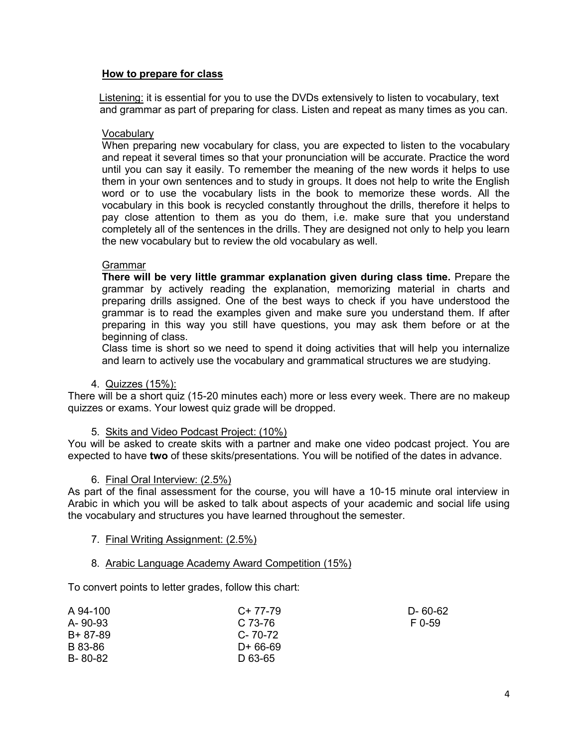### **How to prepare for class**

Listening: it is essential for you to use the DVDs extensively to listen to vocabulary, text and grammar as part of preparing for class. Listen and repeat as many times as you can.

Vocabulary

When preparing new vocabulary for class, you are expected to listen to the vocabulary and repeat it several times so that your pronunciation will be accurate. Practice the word until you can say it easily. To remember the meaning of the new words it helps to use them in your own sentences and to study in groups. It does not help to write the English word or to use the vocabulary lists in the book to memorize these words. All the vocabulary in this book is recycled constantly throughout the drills, therefore it helps to pay close attention to them as you do them, i.e. make sure that you understand completely all of the sentences in the drills. They are designed not only to help you learn the new vocabulary but to review the old vocabulary as well.

Grammar

**There will be very little grammar explanation given during class time.** Prepare the grammar by actively reading the explanation, memorizing material in charts and preparing drills assigned. One of the best ways to check if you have understood the grammar is to read the examples given and make sure you understand them. If after preparing in this way you still have questions, you may ask them before or at the beginning of class.

Class time is short so we need to spend it doing activities that will help you internalize and learn to actively use the vocabulary and grammatical structures we are studying.

4. Quizzes (15%):

There will be a short quiz (15-20 minutes each) more or less every week. There are no makeup quizzes or exams. Your lowest quiz grade will be dropped.

5. Skits and Video Podcast Project: (10%)

You will be asked to create skits with a partner and make one video podcast project. You are expected to have **two** of these skits/presentations. You will be notified of the dates in advance.

6. Final Oral Interview: (2.5%)

As part of the final assessment for the course, you will have a 10-15 minute oral interview in Arabic in which you will be asked to talk about aspects of your academic and social life using the vocabulary and structures you have learned throughout the semester.

7. Final Writing Assignment: (2.5%)

8. Arabic Language Academy Award Competition (15%)

To convert points to letter grades, follow this chart:

| | | |
|---|---|---|
| A 94-100 | C+ 77-79 | D- 60-62 |
| A- 90-93 | C 73-76 | F 0-59 |
| B+ 87-89 | C- 70-72 | |
| B 83-86 | D+ 66-69 | |
| B- 80-82 | D 63-65 | |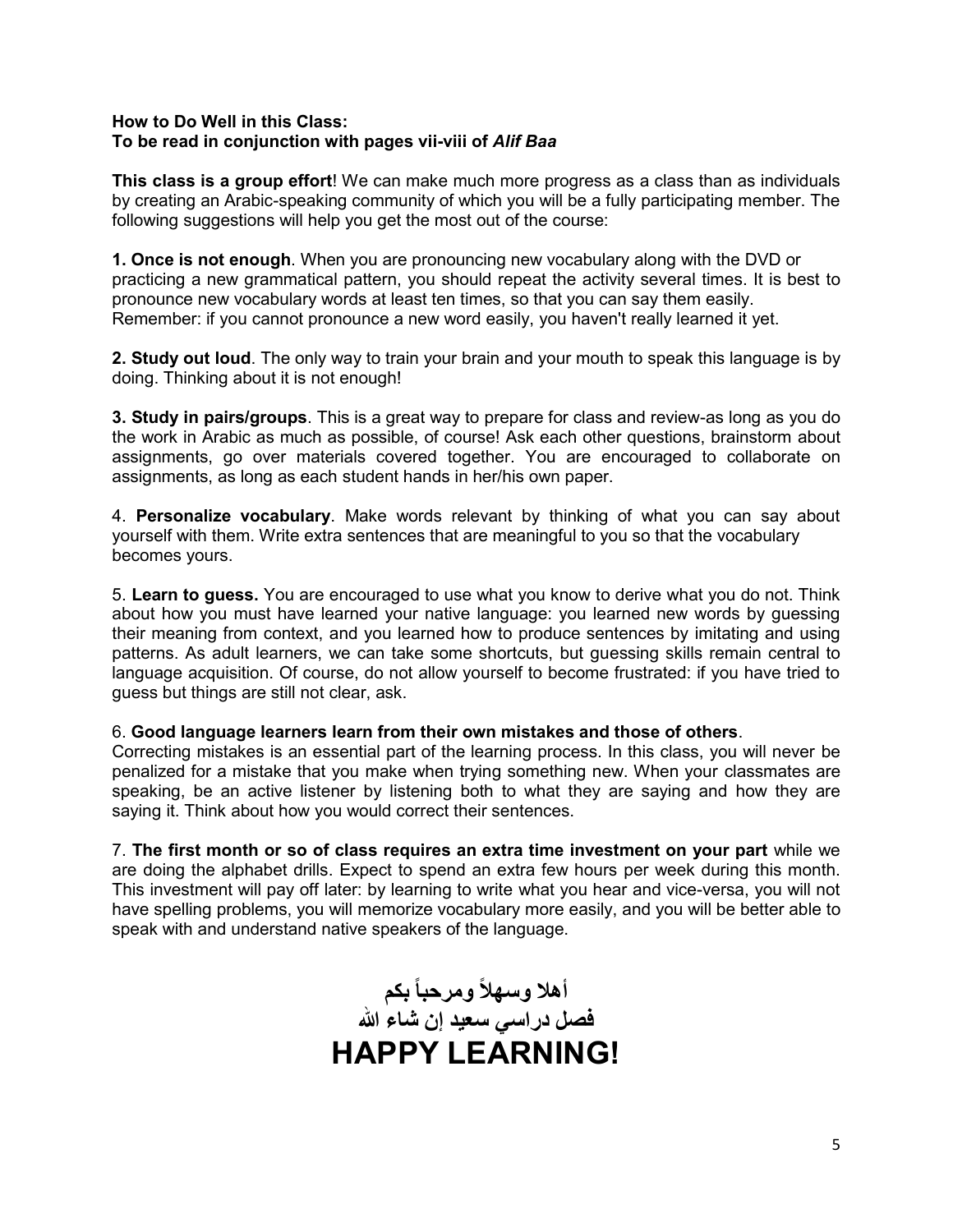**How to Do Well in this Class:**
**To be read in conjunction with pages vii-viii of *Alif Baa***

**This class is a group effort**! We can make much more progress as a class than as individuals by creating an Arabic-speaking community of which you will be a fully participating member. The following suggestions will help you get the most out of the course:

**1. Once is not enough**. When you are pronouncing new vocabulary along with the DVD or practicing a new grammatical pattern, you should repeat the activity several times. It is best to pronounce new vocabulary words at least ten times, so that you can say them easily. Remember: if you cannot pronounce a new word easily, you haven't really learned it yet.

**2. Study out loud**. The only way to train your brain and your mouth to speak this language is by doing. Thinking about it is not enough!

**3. Study in pairs/groups**. This is a great way to prepare for class and review-as long as you do the work in Arabic as much as possible, of course! Ask each other questions, brainstorm about assignments, go over materials covered together. You are encouraged to collaborate on assignments, as long as each student hands in her/his own paper.

4. **Personalize vocabulary**. Make words relevant by thinking of what you can say about yourself with them. Write extra sentences that are meaningful to you so that the vocabulary becomes yours.

5. **Learn to guess.** You are encouraged to use what you know to derive what you do not. Think about how you must have learned your native language: you learned new words by guessing their meaning from context, and you learned how to produce sentences by imitating and using patterns. As adult learners, we can take some shortcuts, but guessing skills remain central to language acquisition. Of course, do not allow yourself to become frustrated: if you have tried to guess but things are still not clear, ask.

6. **Good language learners learn from their own mistakes and those of others**.
Correcting mistakes is an essential part of the learning process. In this class, you will never be penalized for a mistake that you make when trying something new. When your classmates are speaking, be an active listener by listening both to what they are saying and how they are saying it. Think about how you would correct their sentences.

7. **The first month or so of class requires an extra time investment on your part** while we are doing the alphabet drills. Expect to spend an extra few hours per week during this month. This investment will pay off later: by learning to write what you hear and vice-versa, you will not have spelling problems, you will memorize vocabulary more easily, and you will be better able to speak with and understand native speakers of the language.

**أهلا وسهلاً ومرحباً بكم**
**فصل دراسي سعيد إن شاء الله**

# HAPPY LEARNING!